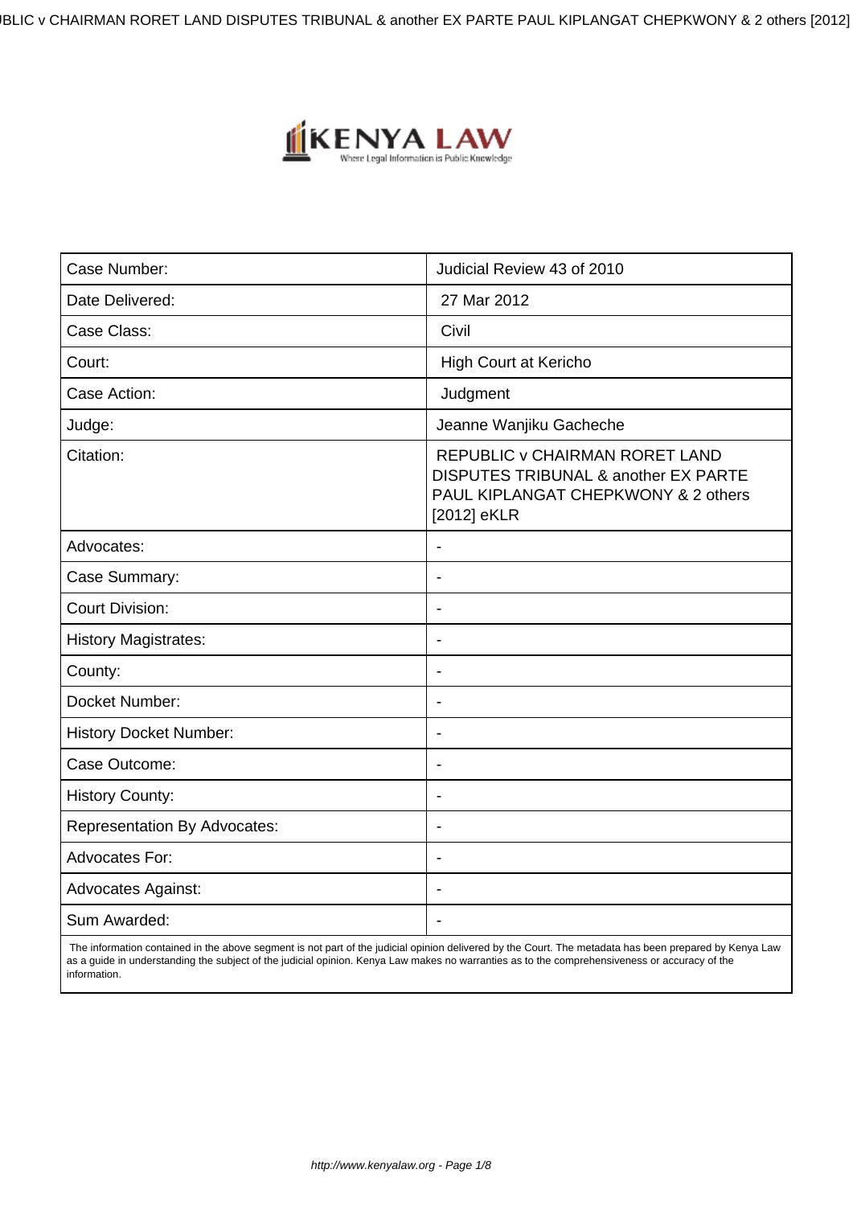| Case Number: | Judicial Review 43 of 2010 |
|---|---|
| Date Delivered: | 27 Mar 2012 |
| Case Class: | Civil |
| Court: | High Court at Kericho |
| Case Action: | Judgment |
| Judge: | Jeanne Wanjiku Gacheche |
| Citation: | REPUBLIC v CHAIRMAN RORET LAND DISPUTES TRIBUNAL & another EX PARTE PAUL KIPLANGAT CHEPKWONY & 2 others [2012] eKLR |
| Advocates: | - |
| Case Summary: | - |
| Court Division: | - |
| History Magistrates: | - |
| County: | - |
| Docket Number: | - |
| History Docket Number: | - |
| Case Outcome: | - |
| History County: | - |
| Representation By Advocates: | - |
| Advocates For: | - |
| Advocates Against: | - |
| Sum Awarded: | - |

The information contained in the above segment is not part of the judicial opinion delivered by the Court. The metadata has been prepared by Kenya Law as a guide in understanding the subject of the judicial opinion. Kenya Law makes no warranties as to the comprehensiveness or accuracy of the information.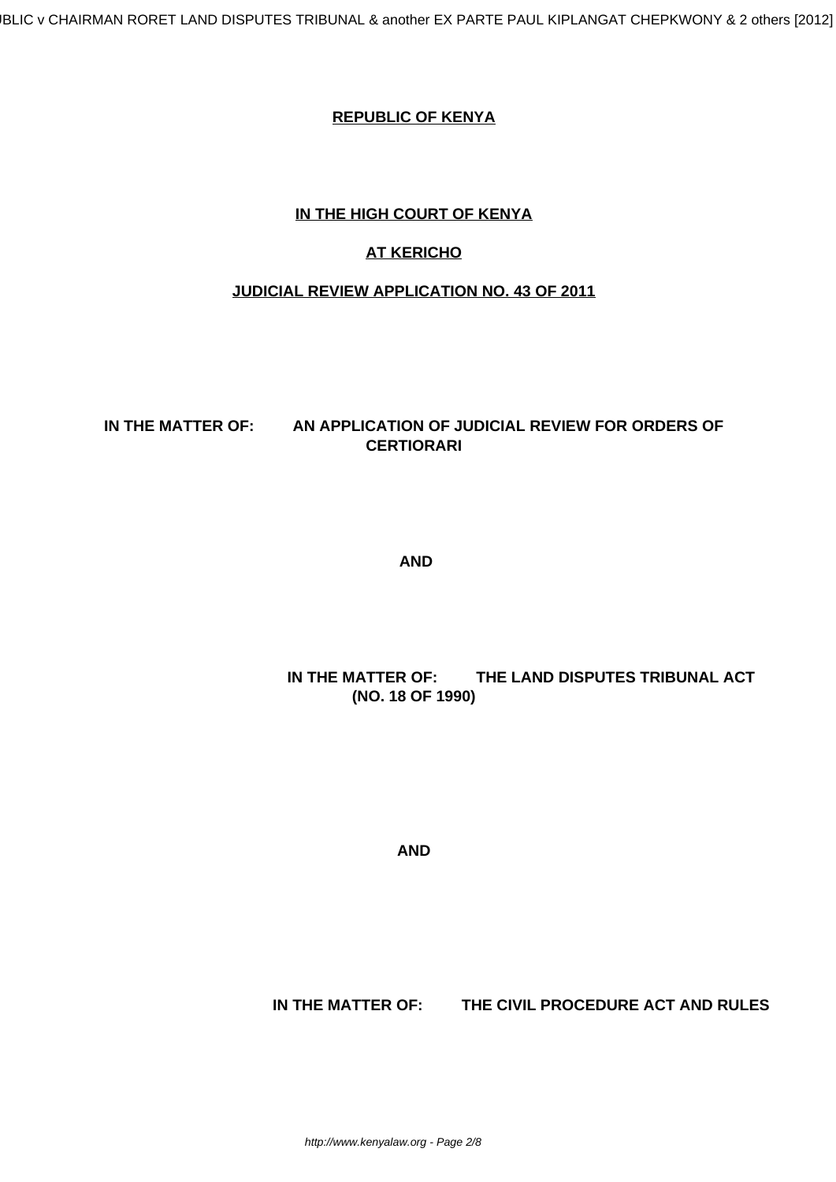**REPUBLIC OF KENYA**

**IN THE HIGH COURT OF KENYA**

**AT KERICHO**

**JUDICIAL REVIEW APPLICATION NO. 43 OF 2011**

**IN THE MATTER OF: AN APPLICATION OF JUDICIAL REVIEW FOR ORDERS OF CERTIORARI**

**AND**

**IN THE MATTER OF: THE LAND DISPUTES TRIBUNAL ACT (NO. 18 OF 1990)**

**AND**

**IN THE MATTER OF: THE CIVIL PROCEDURE ACT AND RULES**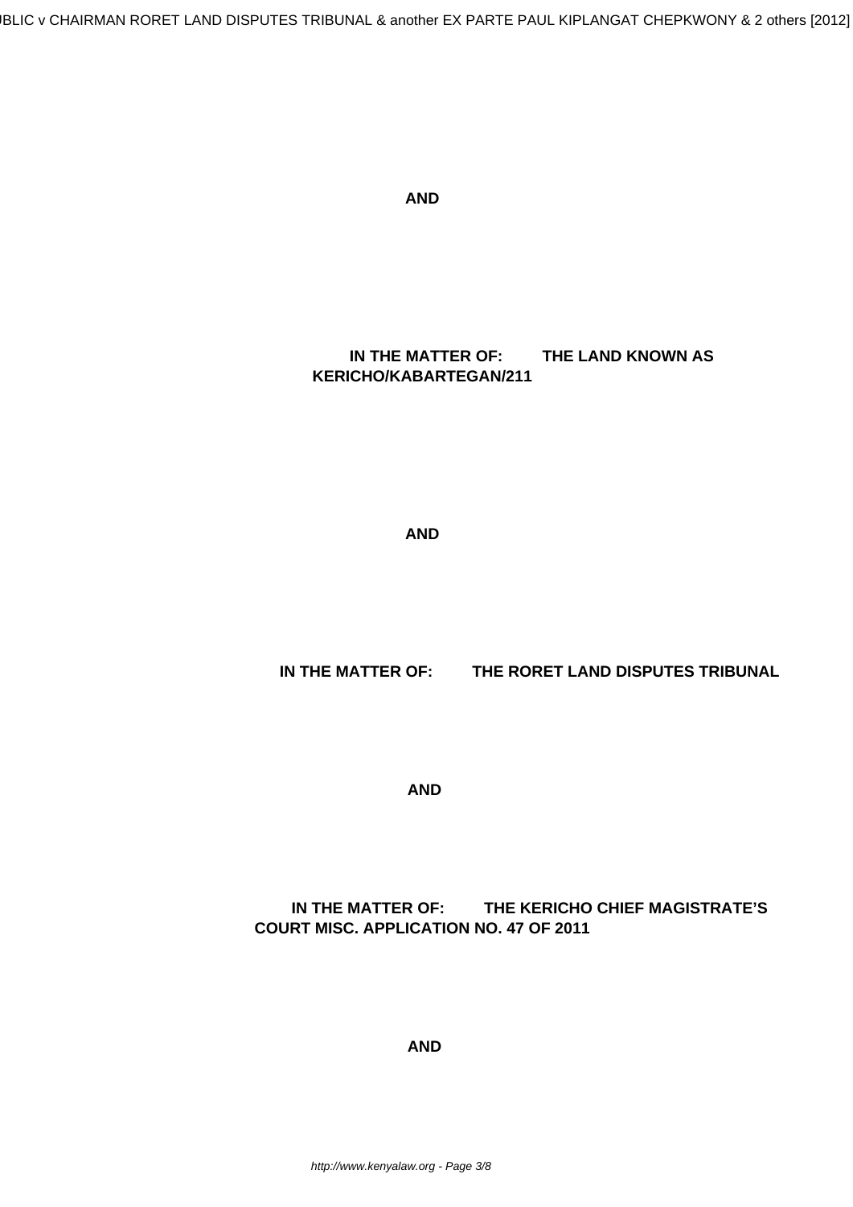**AND**

**IN THE MATTER OF: THE LAND KNOWN AS KERICHO/KABARTEGAN/211**

**AND**

**IN THE MATTER OF: THE RORET LAND DISPUTES TRIBUNAL**

**AND**

**IN THE MATTER OF: THE KERICHO CHIEF MAGISTRATE'S COURT MISC. APPLICATION NO. 47 OF 2011**

**AND**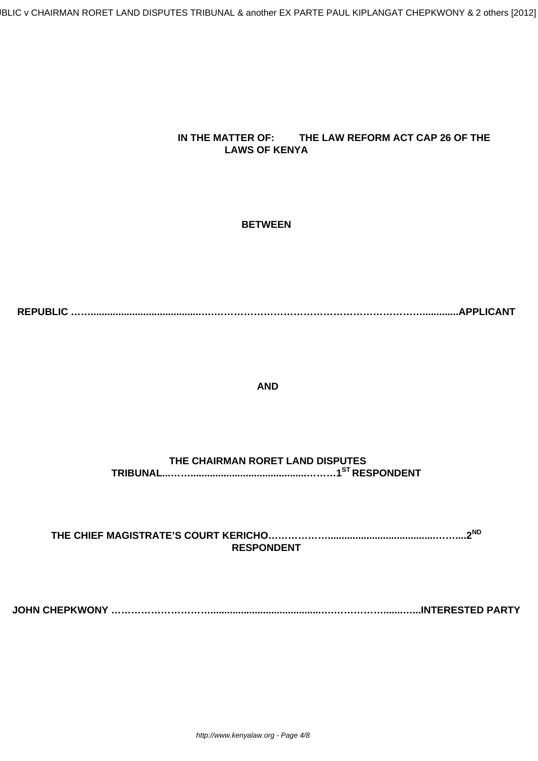**IN THE MATTER OF: THE LAW REFORM ACT CAP 26 OF THE LAWS OF KENYA**

**BETWEEN**

**REPUBLIC ……..........................................……………………………………………………….............APPLICANT**

**AND**

**THE CHAIRMAN RORET LAND DISPUTES TRIBUNAL...……....................................……….1ST RESPONDENT**

**THE CHIEF MAGISTRATE'S COURT KERICHO…………….....................................……...2ND RESPONDENT**

**JOHN CHEPKWONY ………………………….........................................…………….......…..INTERESTED PARTY**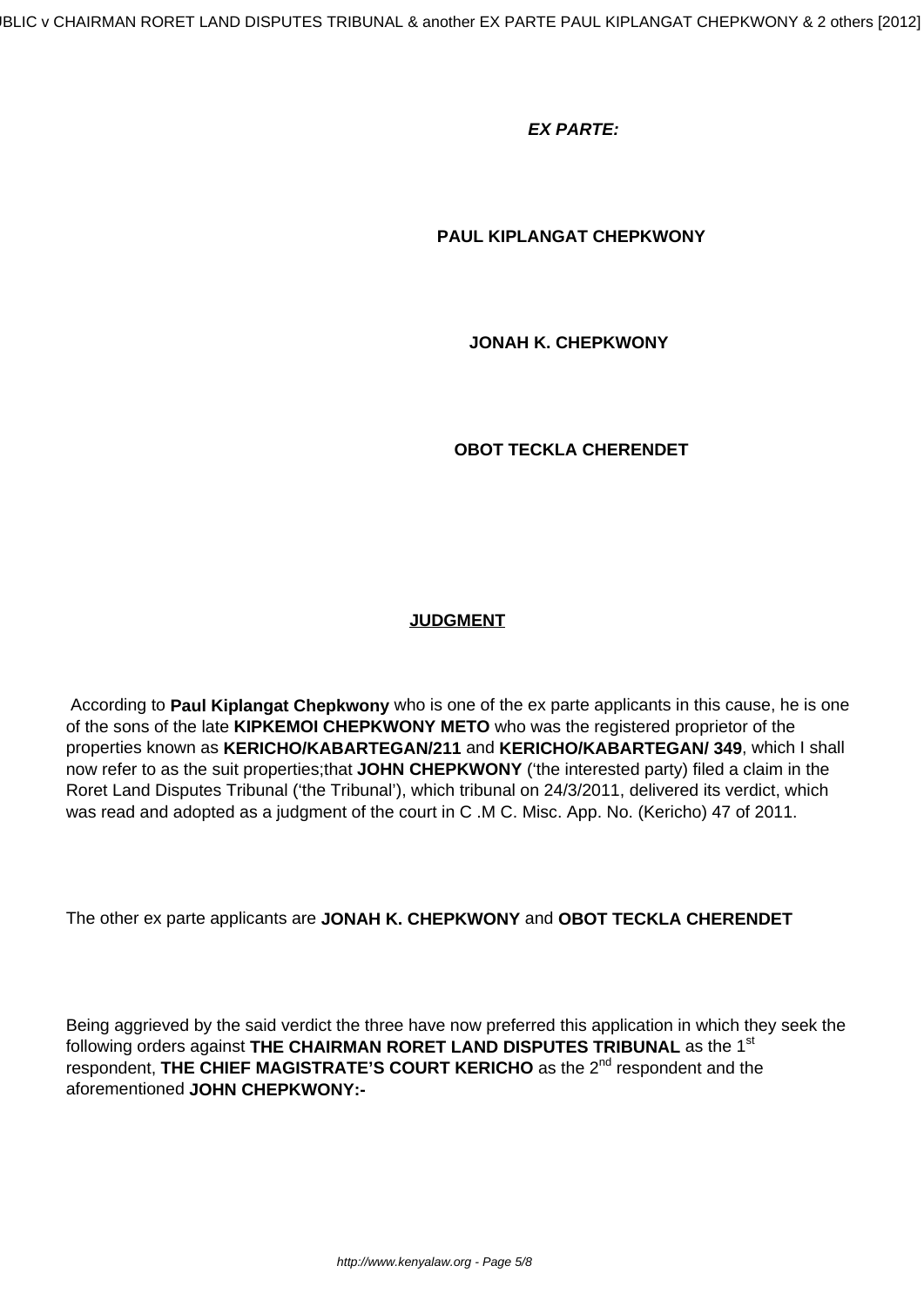***EX PARTE:***

**PAUL KIPLANGAT CHEPKWONY**

**JONAH K. CHEPKWONY**

**OBOT TECKLA CHERENDET**

**JUDGMENT**

According to **Paul Kiplangat Chepkwony** who is one of the ex parte applicants in this cause, he is one of the sons of the late **KIPKEMOI CHEPKWONY METO** who was the registered proprietor of the properties known as **KERICHO/KABARTEGAN/211** and **KERICHO/KABARTEGAN/ 349**, which I shall now refer to as the suit properties;that **JOHN CHEPKWONY** ('the interested party) filed a claim in the Roret Land Disputes Tribunal ('the Tribunal'), which tribunal on 24/3/2011, delivered its verdict, which was read and adopted as a judgment of the court in C .M C. Misc. App. No. (Kericho) 47 of 2011.

The other ex parte applicants are **JONAH K. CHEPKWONY** and **OBOT TECKLA CHERENDET**

Being aggrieved by the said verdict the three have now preferred this application in which they seek the following orders against **THE CHAIRMAN RORET LAND DISPUTES TRIBUNAL** as the 1st respondent, **THE CHIEF MAGISTRATE'S COURT KERICHO** as the 2nd respondent and the aforementioned **JOHN CHEPKWONY:-**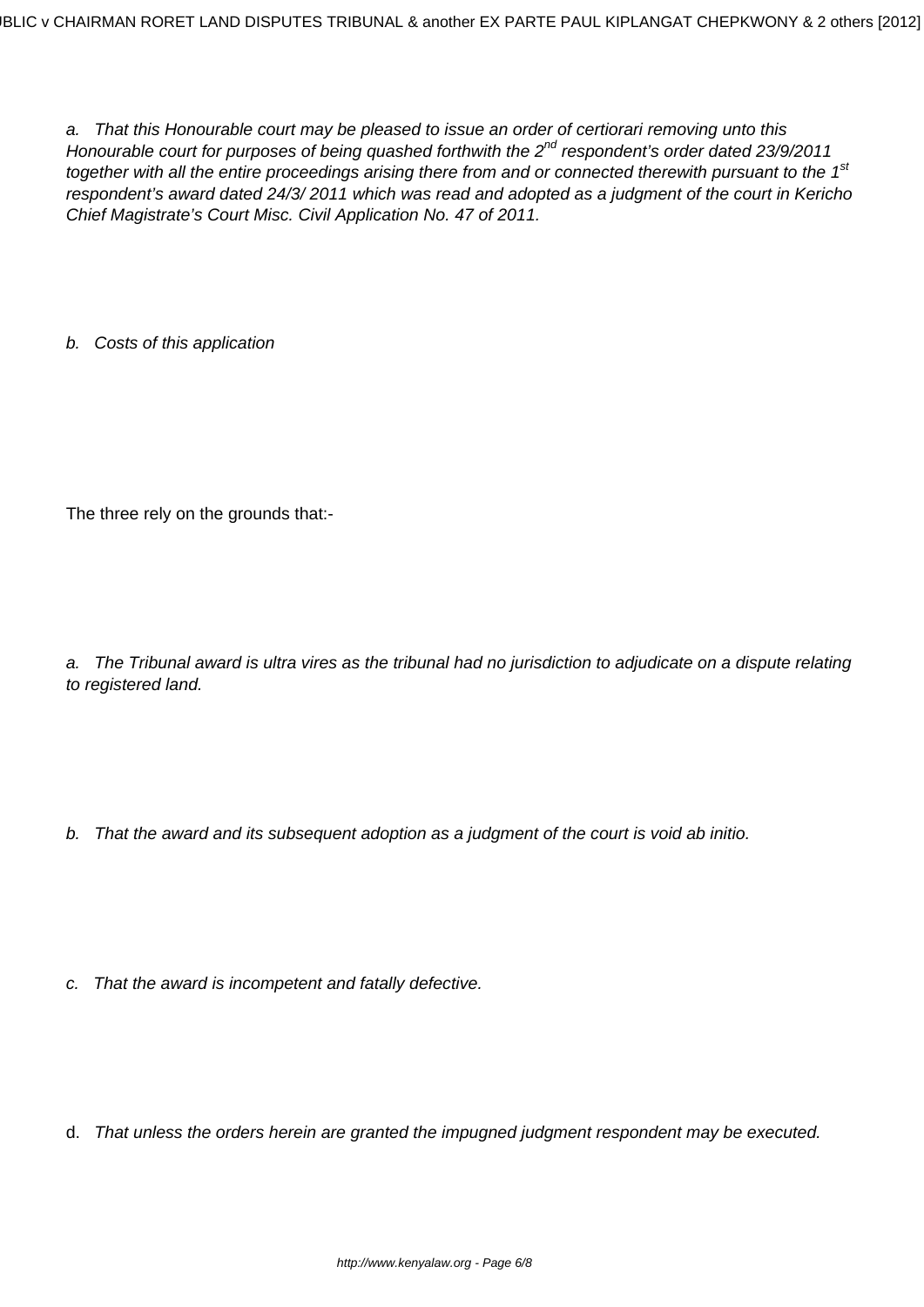*a. That this Honourable court may be pleased to issue an order of certiorari removing unto this Honourable court for purposes of being quashed forthwith the 2nd respondent's order dated 23/9/2011 together with all the entire proceedings arising there from and or connected therewith pursuant to the 1st respondent's award dated 24/3/ 2011 which was read and adopted as a judgment of the court in Kericho Chief Magistrate's Court Misc. Civil Application No. 47 of 2011.*

*b. Costs of this application*

The three rely on the grounds that:-

*a. The Tribunal award is ultra vires as the tribunal had no jurisdiction to adjudicate on a dispute relating to registered land.*

*b. That the award and its subsequent adoption as a judgment of the court is void ab initio.*

*c. That the award is incompetent and fatally defective.*

d. *That unless the orders herein are granted the impugned judgment respondent may be executed.*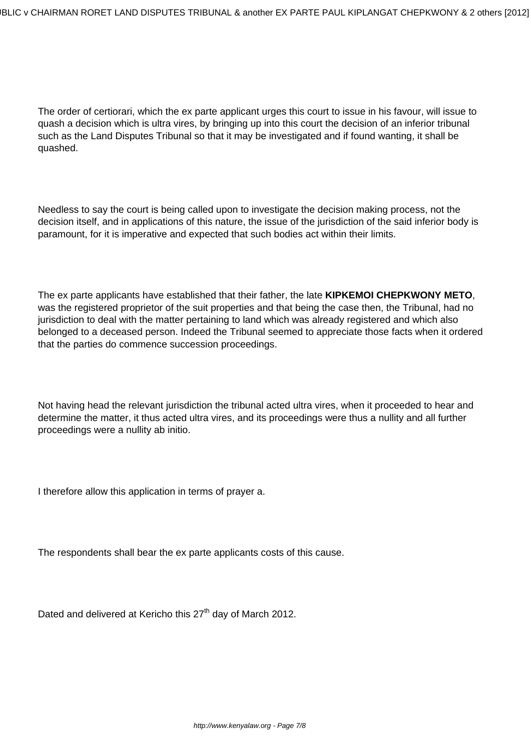The order of certiorari, which the ex parte applicant urges this court to issue in his favour, will issue to quash a decision which is ultra vires, by bringing up into this court the decision of an inferior tribunal such as the Land Disputes Tribunal so that it may be investigated and if found wanting, it shall be quashed.

Needless to say the court is being called upon to investigate the decision making process, not the decision itself, and in applications of this nature, the issue of the jurisdiction of the said inferior body is paramount, for it is imperative and expected that such bodies act within their limits.

The ex parte applicants have established that their father, the late **KIPKEMOI CHEPKWONY METO**, was the registered proprietor of the suit properties and that being the case then, the Tribunal, had no jurisdiction to deal with the matter pertaining to land which was already registered and which also belonged to a deceased person. Indeed the Tribunal seemed to appreciate those facts when it ordered that the parties do commence succession proceedings.

Not having head the relevant jurisdiction the tribunal acted ultra vires, when it proceeded to hear and determine the matter, it thus acted ultra vires, and its proceedings were thus a nullity and all further proceedings were a nullity ab initio.

I therefore allow this application in terms of prayer a.

The respondents shall bear the ex parte applicants costs of this cause.

Dated and delivered at Kericho this 27th day of March 2012.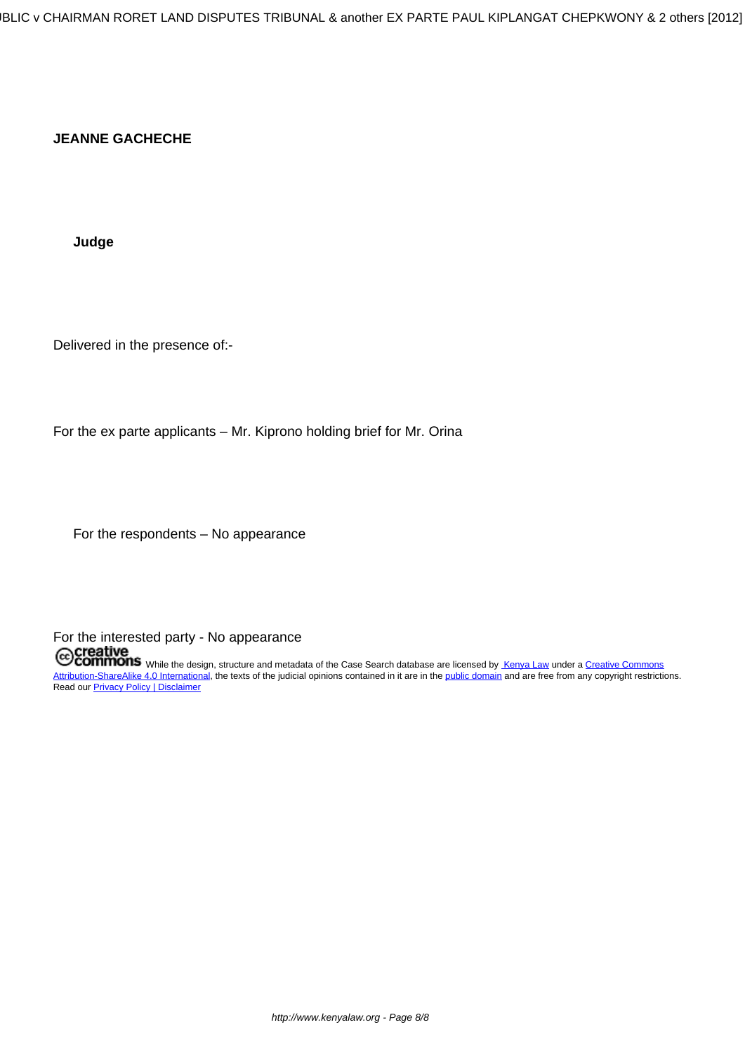**JEANNE GACHECHE**

**Judge**

Delivered in the presence of:-

For the ex parte applicants – Mr. Kiprono holding brief for Mr. Orina

For the respondents – No appearance

For the interested party - No appearance

While the design, structure and metadata of the Case Search database are licensed by Kenya Law under a Creative Commons Attribution-ShareAlike 4.0 International, the texts of the judicial opinions contained in it are in the public domain and are free from any copyright restrictions. Read our Privacy Policy | Disclaimer